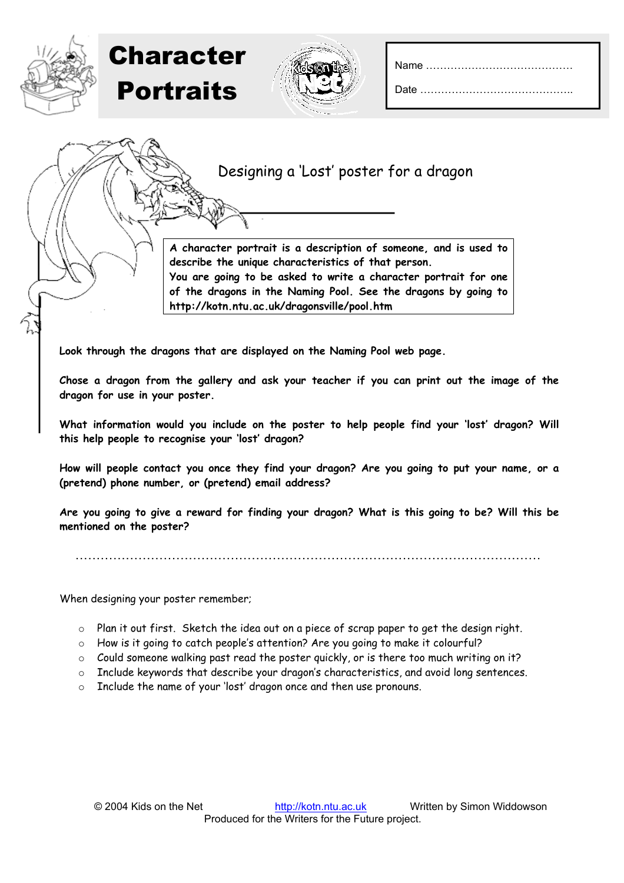# Character Portraits

Name ……………………………………

Date ……………………………………..

## Designing a 'Lost' poster for a dragon

**A character portrait is a description of someone, and is used to describe the unique characteristics of that person.**
**You are going to be asked to write a character portrait for one of the dragons in the Naming Pool. See the dragons by going to http://kotn.ntu.ac.uk/dragonsville/pool.htm**

**Look through the dragons that are displayed on the Naming Pool web page.**

**Chose a dragon from the gallery and ask your teacher if you can print out the image of the dragon for use in your poster.**

**What information would you include on the poster to help people find your 'lost' dragon? Will this help people to recognise your 'lost' dragon?**

**How will people contact you once they find your dragon? Are you going to put your name, or a (pretend) phone number, or (pretend) email address?**

**Are you going to give a reward for finding your dragon? What is this going to be? Will this be mentioned on the poster?**

…………………………………………………………………………………………………

When designing your poster remember;

- Plan it out first. Sketch the idea out on a piece of scrap paper to get the design right.
- How is it going to catch people's attention? Are you going to make it colourful?
- Could someone walking past read the poster quickly, or is there too much writing on it?
- Include keywords that describe your dragon's characteristics, and avoid long sentences.
- Include the name of your 'lost' dragon once and then use pronouns.

© 2004 Kids on the Net http://kotn.ntu.ac.uk Written by Simon Widdowson
Produced for the Writers for the Future project.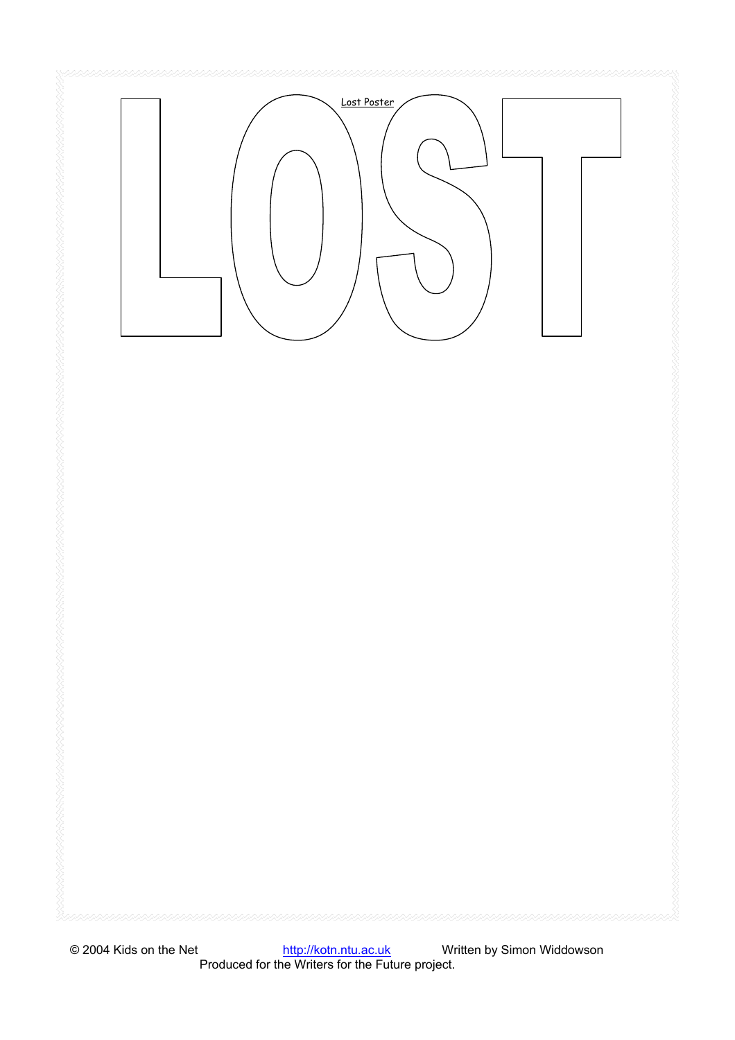Lost Poster

# LOST

© 2004 Kids on the Net http://kotn.ntu.ac.uk Written by Simon Widdowson
Produced for the Writers for the Future project.